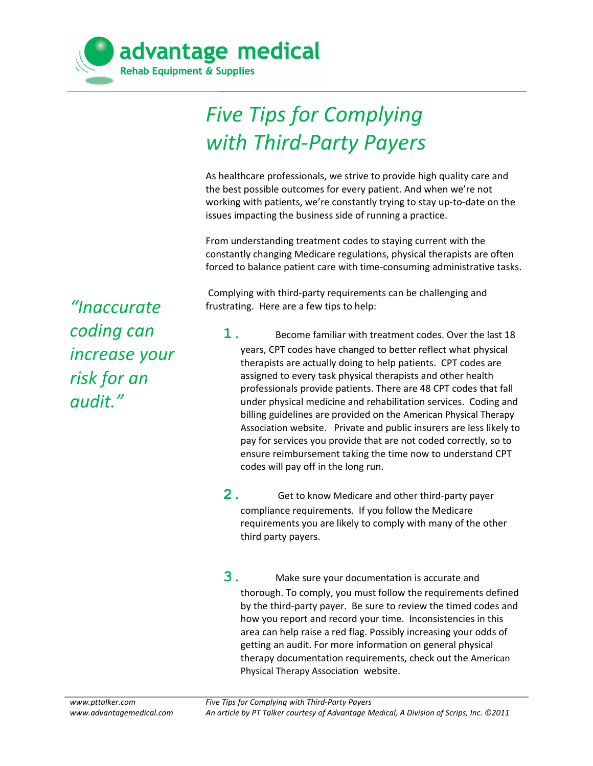**advantage medical**

**Rehab Equipment & Supplies**

# *Five Tips for Complying with Third-Party Payers*

*"Inaccurate coding can increase your risk for an audit."*

As healthcare professionals, we strive to provide high quality care and the best possible outcomes for every patient. And when we're not working with patients, we're constantly trying to stay up-to-date on the issues impacting the business side of running a practice.

From understanding treatment codes to staying current with the constantly changing Medicare regulations, physical therapists are often forced to balance patient care with time-consuming administrative tasks.

Complying with third-party requirements can be challenging and frustrating. Here are a few tips to help:

1. Become familiar with treatment codes. Over the last 18 years, CPT codes have changed to better reflect what physical therapists are actually doing to help patients. CPT codes are assigned to every task physical therapists and other health professionals provide patients. There are 48 CPT codes that fall under physical medicine and rehabilitation services. Coding and billing guidelines are provided on the American Physical Therapy Association website. Private and public insurers are less likely to pay for services you provide that are not coded correctly, so to ensure reimbursement taking the time now to understand CPT codes will pay off in the long run.

2. Get to know Medicare and other third-party payer compliance requirements. If you follow the Medicare requirements you are likely to comply with many of the other third party payers.

3. Make sure your documentation is accurate and thorough. To comply, you must follow the requirements defined by the third-party payer. Be sure to review the timed codes and how you report and record your time. Inconsistencies in this area can help raise a red flag. Possibly increasing your odds of getting an audit. For more information on general physical therapy documentation requirements, check out the American Physical Therapy Association website.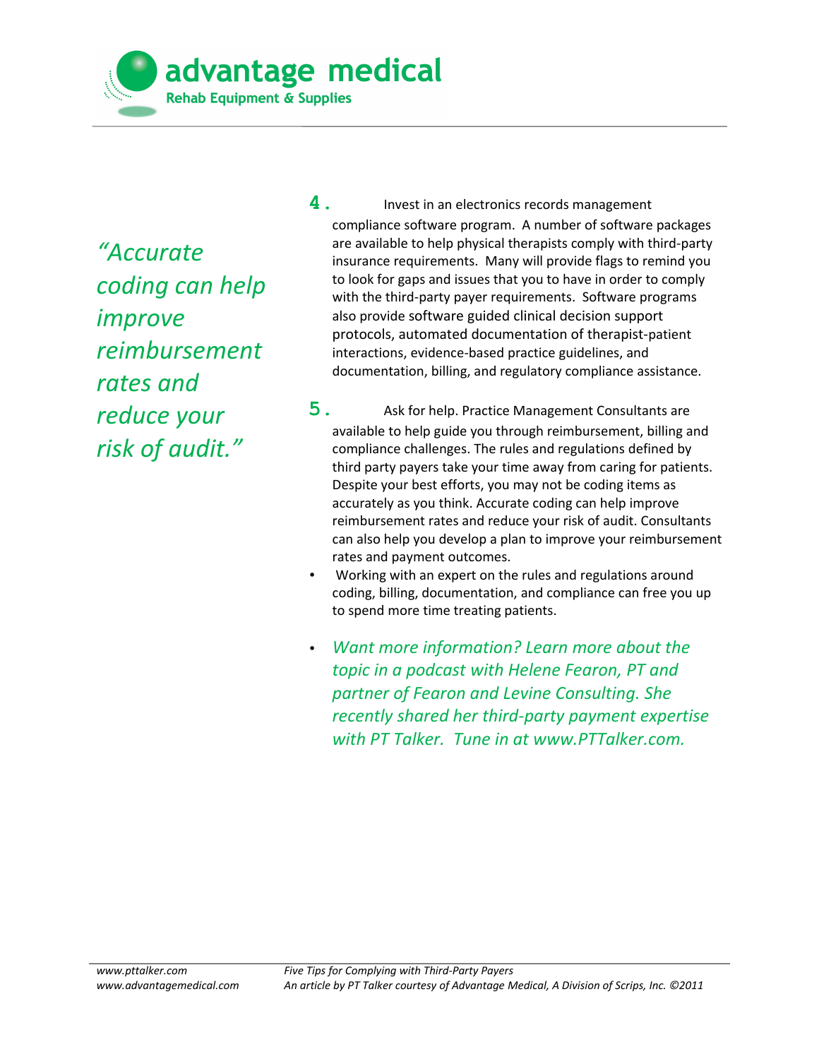*"Accurate coding can help improve reimbursement rates and reduce your risk of audit."*

4. Invest in an electronics records management compliance software program. A number of software packages are available to help physical therapists comply with third-party insurance requirements. Many will provide flags to remind you to look for gaps and issues that you to have in order to comply with the third-party payer requirements. Software programs also provide software guided clinical decision support protocols, automated documentation of therapist-patient interactions, evidence-based practice guidelines, and documentation, billing, and regulatory compliance assistance.

5. Ask for help. Practice Management Consultants are available to help guide you through reimbursement, billing and compliance challenges. The rules and regulations defined by third party payers take your time away from caring for patients. Despite your best efforts, you may not be coding items as accurately as you think. Accurate coding can help improve reimbursement rates and reduce your risk of audit. Consultants can also help you develop a plan to improve your reimbursement rates and payment outcomes.

- Working with an expert on the rules and regulations around coding, billing, documentation, and compliance can free you up to spend more time treating patients.

- *Want more information? Learn more about the topic in a podcast with Helene Fearon, PT and partner of Fearon and Levine Consulting. She recently shared her third-party payment expertise with PT Talker. Tune in at www.PTTalker.com.*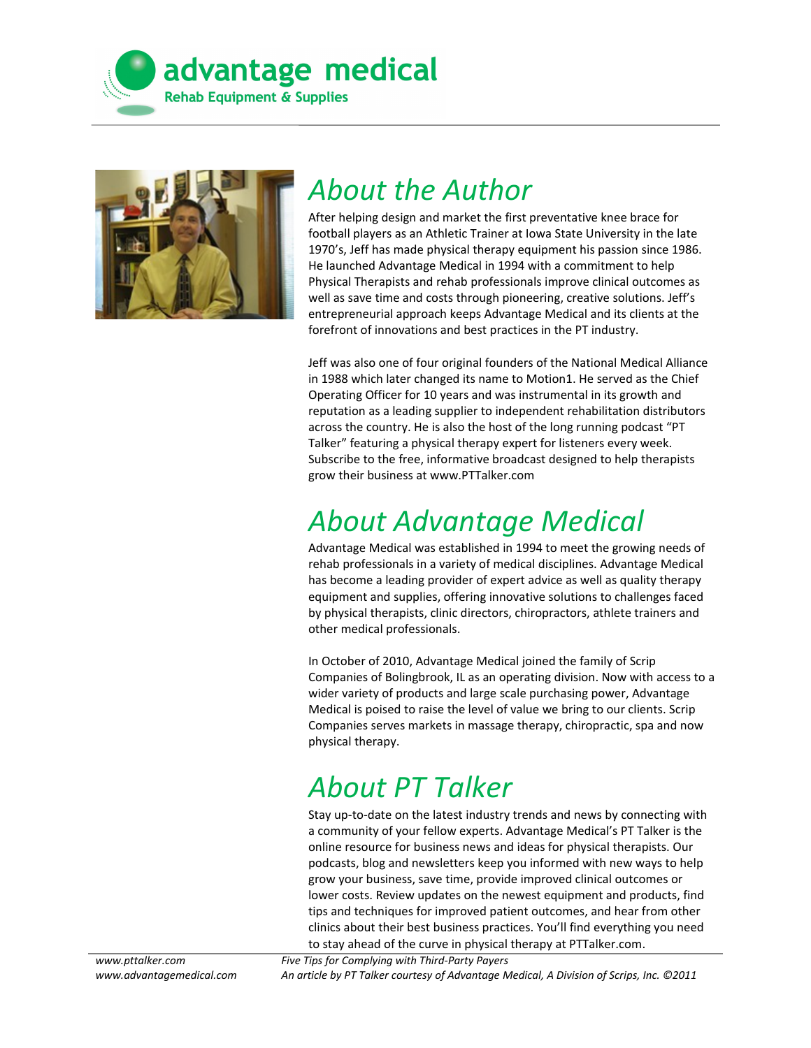# About the Author

After helping design and market the first preventative knee brace for football players as an Athletic Trainer at Iowa State University in the late 1970's, Jeff has made physical therapy equipment his passion since 1986. He launched Advantage Medical in 1994 with a commitment to help Physical Therapists and rehab professionals improve clinical outcomes as well as save time and costs through pioneering, creative solutions. Jeff's entrepreneurial approach keeps Advantage Medical and its clients at the forefront of innovations and best practices in the PT industry.

Jeff was also one of four original founders of the National Medical Alliance in 1988 which later changed its name to Motion1. He served as the Chief Operating Officer for 10 years and was instrumental in its growth and reputation as a leading supplier to independent rehabilitation distributors across the country. He is also the host of the long running podcast "PT Talker" featuring a physical therapy expert for listeners every week. Subscribe to the free, informative broadcast designed to help therapists grow their business at www.PTTalker.com

# About Advantage Medical

Advantage Medical was established in 1994 to meet the growing needs of rehab professionals in a variety of medical disciplines. Advantage Medical has become a leading provider of expert advice as well as quality therapy equipment and supplies, offering innovative solutions to challenges faced by physical therapists, clinic directors, chiropractors, athlete trainers and other medical professionals.

In October of 2010, Advantage Medical joined the family of Scrip Companies of Bolingbrook, IL as an operating division. Now with access to a wider variety of products and large scale purchasing power, Advantage Medical is poised to raise the level of value we bring to our clients. Scrip Companies serves markets in massage therapy, chiropractic, spa and now physical therapy.

# About PT Talker

Stay up-to-date on the latest industry trends and news by connecting with a community of your fellow experts. Advantage Medical's PT Talker is the online resource for business news and ideas for physical therapists. Our podcasts, blog and newsletters keep you informed with new ways to help grow your business, save time, provide improved clinical outcomes or lower costs. Review updates on the newest equipment and products, find tips and techniques for improved patient outcomes, and hear from other clinics about their best business practices. You'll find everything you need to stay ahead of the curve in physical therapy at PTTalker.com.